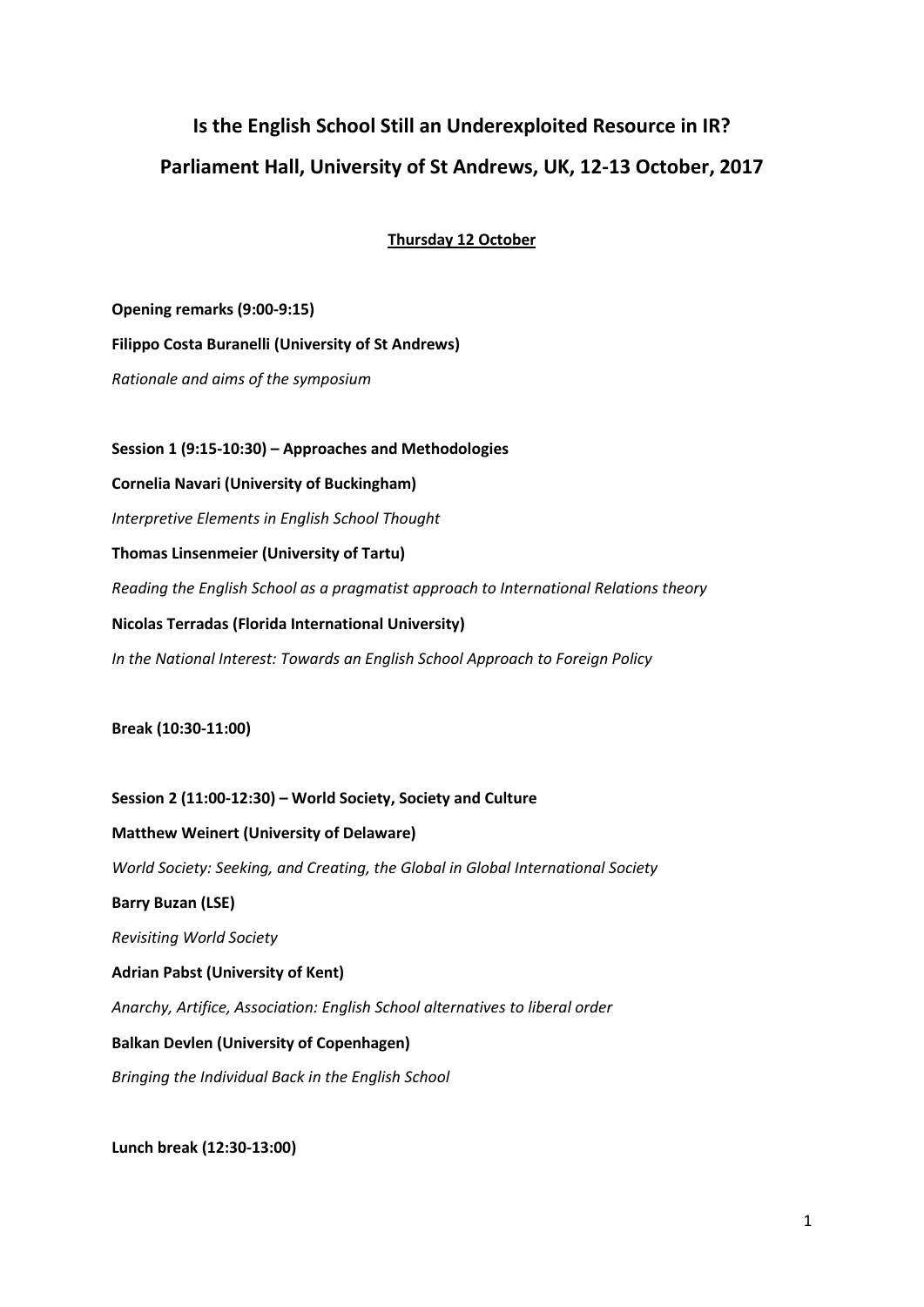# Is the English School Still an Underexploited Resource in IR?

# Parliament Hall, University of St Andrews, UK, 12-13 October, 2017

## Thursday 12 October

**Opening remarks (9:00-9:15)**

**Filippo Costa Buranelli (University of St Andrews)**

*Rationale and aims of the symposium*

**Session 1 (9:15-10:30) – Approaches and Methodologies**

**Cornelia Navari (University of Buckingham)**

*Interpretive Elements in English School Thought*

**Thomas Linsenmeier (University of Tartu)**

*Reading the English School as a pragmatist approach to International Relations theory*

**Nicolas Terradas (Florida International University)**

*In the National Interest: Towards an English School Approach to Foreign Policy*

**Break (10:30-11:00)**

**Session 2 (11:00-12:30) – World Society, Society and Culture**

**Matthew Weinert (University of Delaware)**

*World Society: Seeking, and Creating, the Global in Global International Society*

**Barry Buzan (LSE)**

*Revisiting World Society*

**Adrian Pabst (University of Kent)**

*Anarchy, Artifice, Association: English School alternatives to liberal order*

**Balkan Devlen (University of Copenhagen)**

*Bringing the Individual Back in the English School*

**Lunch break (12:30-13:00)**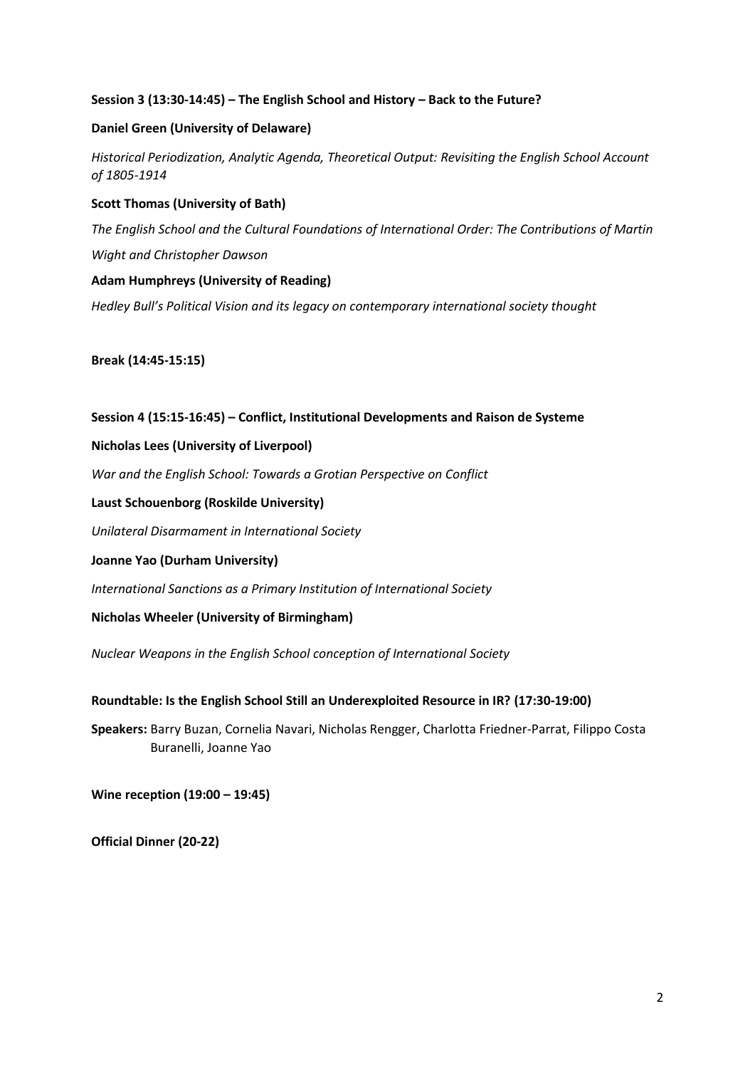**Session 3 (13:30-14:45) – The English School and History – Back to the Future?**

**Daniel Green (University of Delaware)**

*Historical Periodization, Analytic Agenda, Theoretical Output: Revisiting the English School Account of 1805-1914*

**Scott Thomas (University of Bath)**

*The English School and the Cultural Foundations of International Order: The Contributions of Martin Wight and Christopher Dawson*

**Adam Humphreys (University of Reading)**

*Hedley Bull's Political Vision and its legacy on contemporary international society thought*

**Break (14:45-15:15)**

**Session 4 (15:15-16:45) – Conflict, Institutional Developments and Raison de Systeme**

**Nicholas Lees (University of Liverpool)**

*War and the English School: Towards a Grotian Perspective on Conflict*

**Laust Schouenborg (Roskilde University)**

*Unilateral Disarmament in International Society*

**Joanne Yao (Durham University)**

*International Sanctions as a Primary Institution of International Society*

**Nicholas Wheeler (University of Birmingham)**

*Nuclear Weapons in the English School conception of International Society*

**Roundtable: Is the English School Still an Underexploited Resource in IR? (17:30-19:00)**

**Speakers:** Barry Buzan, Cornelia Navari, Nicholas Rengger, Charlotta Friedner-Parrat, Filippo Costa Buranelli, Joanne Yao

**Wine reception (19:00 – 19:45)**

**Official Dinner (20-22)**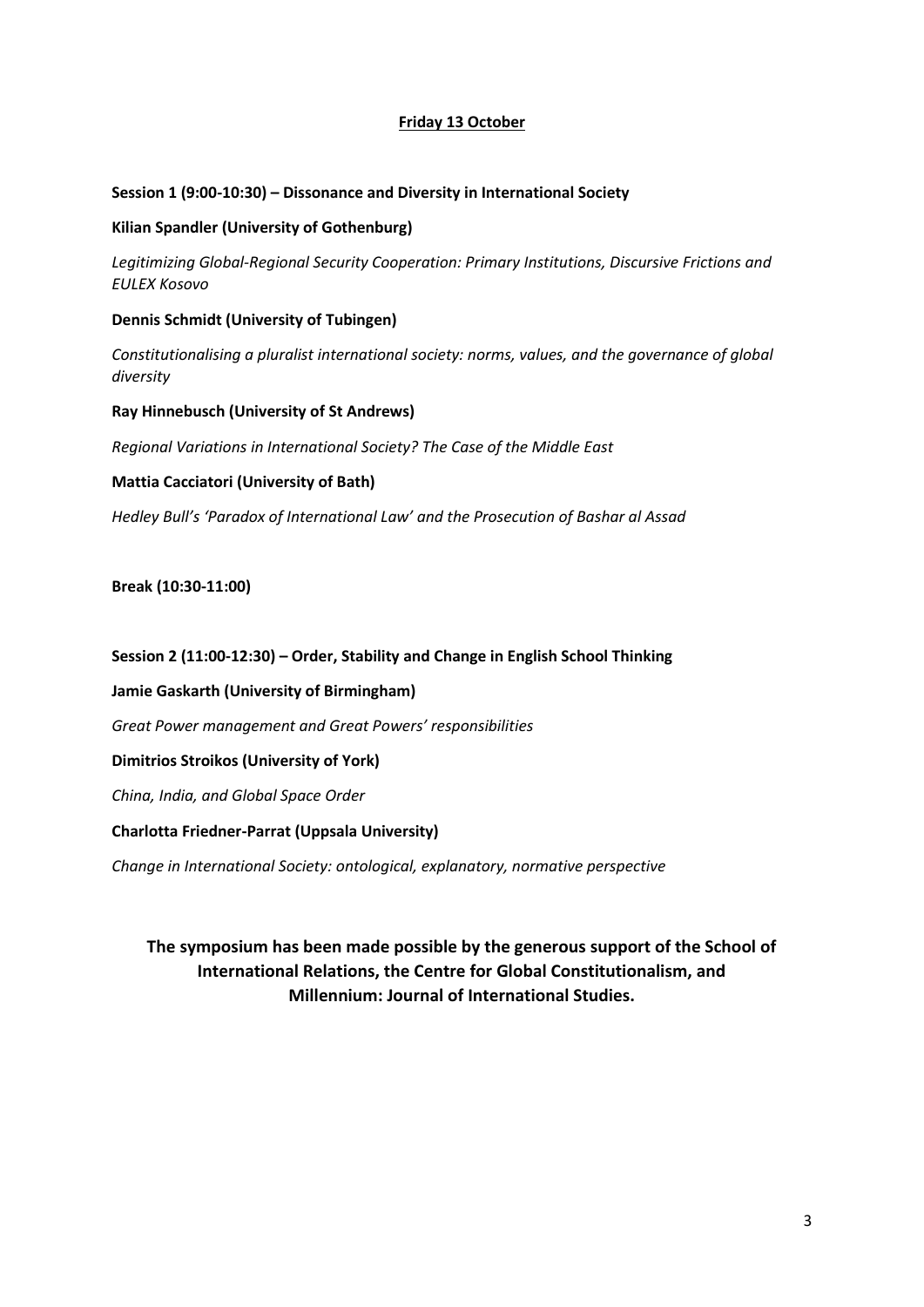**Friday 13 October**

**Session 1 (9:00-10:30) – Dissonance and Diversity in International Society**

**Kilian Spandler (University of Gothenburg)**

*Legitimizing Global-Regional Security Cooperation: Primary Institutions, Discursive Frictions and EULEX Kosovo*

**Dennis Schmidt (University of Tubingen)**

*Constitutionalising a pluralist international society: norms, values, and the governance of global diversity*

**Ray Hinnebusch (University of St Andrews)**

*Regional Variations in International Society? The Case of the Middle East*

**Mattia Cacciatori (University of Bath)**

*Hedley Bull's 'Paradox of International Law' and the Prosecution of Bashar al Assad*

**Break (10:30-11:00)**

**Session 2 (11:00-12:30) – Order, Stability and Change in English School Thinking**

**Jamie Gaskarth (University of Birmingham)**

*Great Power management and Great Powers' responsibilities*

**Dimitrios Stroikos (University of York)**

*China, India, and Global Space Order*

**Charlotta Friedner-Parrat (Uppsala University)**

*Change in International Society: ontological, explanatory, normative perspective*

**The symposium has been made possible by the generous support of the School of International Relations, the Centre for Global Constitutionalism, and Millennium: Journal of International Studies.**